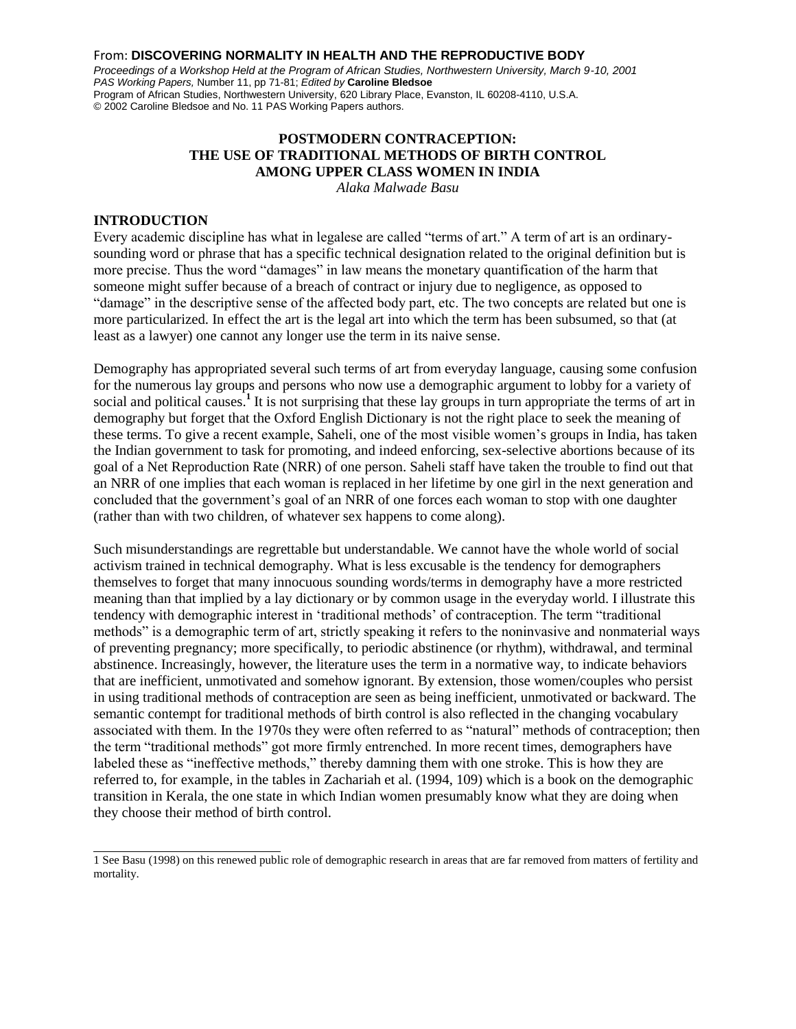From: **DISCOVERING NORMALITY IN HEALTH AND THE REPRODUCTIVE BODY**
*Proceedings of a Workshop Held at the Program of African Studies, Northwestern University, March 9-10, 2001*
*PAS Working Papers,* Number 11, pp 71-81; *Edited by* **Caroline Bledsoe**
Program of African Studies, Northwestern University, 620 Library Place, Evanston, IL 60208-4110, U.S.A.
© 2002 Caroline Bledsoe and No. 11 PAS Working Papers authors.

# POSTMODERN CONTRACEPTION: THE USE OF TRADITIONAL METHODS OF BIRTH CONTROL AMONG UPPER CLASS WOMEN IN INDIA

*Alaka Malwade Basu*

## INTRODUCTION

Every academic discipline has what in legalese are called "terms of art." A term of art is an ordinary-sounding word or phrase that has a specific technical designation related to the original definition but is more precise. Thus the word "damages" in law means the monetary quantification of the harm that someone might suffer because of a breach of contract or injury due to negligence, as opposed to "damage" in the descriptive sense of the affected body part, etc. The two concepts are related but one is more particularized. In effect the art is the legal art into which the term has been subsumed, so that (at least as a lawyer) one cannot any longer use the term in its naive sense.

Demography has appropriated several such terms of art from everyday language, causing some confusion for the numerous lay groups and persons who now use a demographic argument to lobby for a variety of social and political causes.[1] It is not surprising that these lay groups in turn appropriate the terms of art in demography but forget that the Oxford English Dictionary is not the right place to seek the meaning of these terms. To give a recent example, Saheli, one of the most visible women's groups in India, has taken the Indian government to task for promoting, and indeed enforcing, sex-selective abortions because of its goal of a Net Reproduction Rate (NRR) of one person. Saheli staff have taken the trouble to find out that an NRR of one implies that each woman is replaced in her lifetime by one girl in the next generation and concluded that the government's goal of an NRR of one forces each woman to stop with one daughter (rather than with two children, of whatever sex happens to come along).

Such misunderstandings are regrettable but understandable. We cannot have the whole world of social activism trained in technical demography. What is less excusable is the tendency for demographers themselves to forget that many innocuous sounding words/terms in demography have a more restricted meaning than that implied by a lay dictionary or by common usage in the everyday world. I illustrate this tendency with demographic interest in 'traditional methods' of contraception. The term "traditional methods" is a demographic term of art, strictly speaking it refers to the noninvasive and nonmaterial ways of preventing pregnancy; more specifically, to periodic abstinence (or rhythm), withdrawal, and terminal abstinence. Increasingly, however, the literature uses the term in a normative way, to indicate behaviors that are inefficient, unmotivated and somehow ignorant. By extension, those women/couples who persist in using traditional methods of contraception are seen as being inefficient, unmotivated or backward. The semantic contempt for traditional methods of birth control is also reflected in the changing vocabulary associated with them. In the 1970s they were often referred to as "natural" methods of contraception; then the term "traditional methods" got more firmly entrenched. In more recent times, demographers have labeled these as "ineffective methods," thereby damning them with one stroke. This is how they are referred to, for example, in the tables in Zachariah et al. (1994, 109) which is a book on the demographic transition in Kerala, the one state in which Indian women presumably know what they are doing when they choose their method of birth control.

---

1 See Basu (1998) on this renewed public role of demographic research in areas that are far removed from matters of fertility and mortality.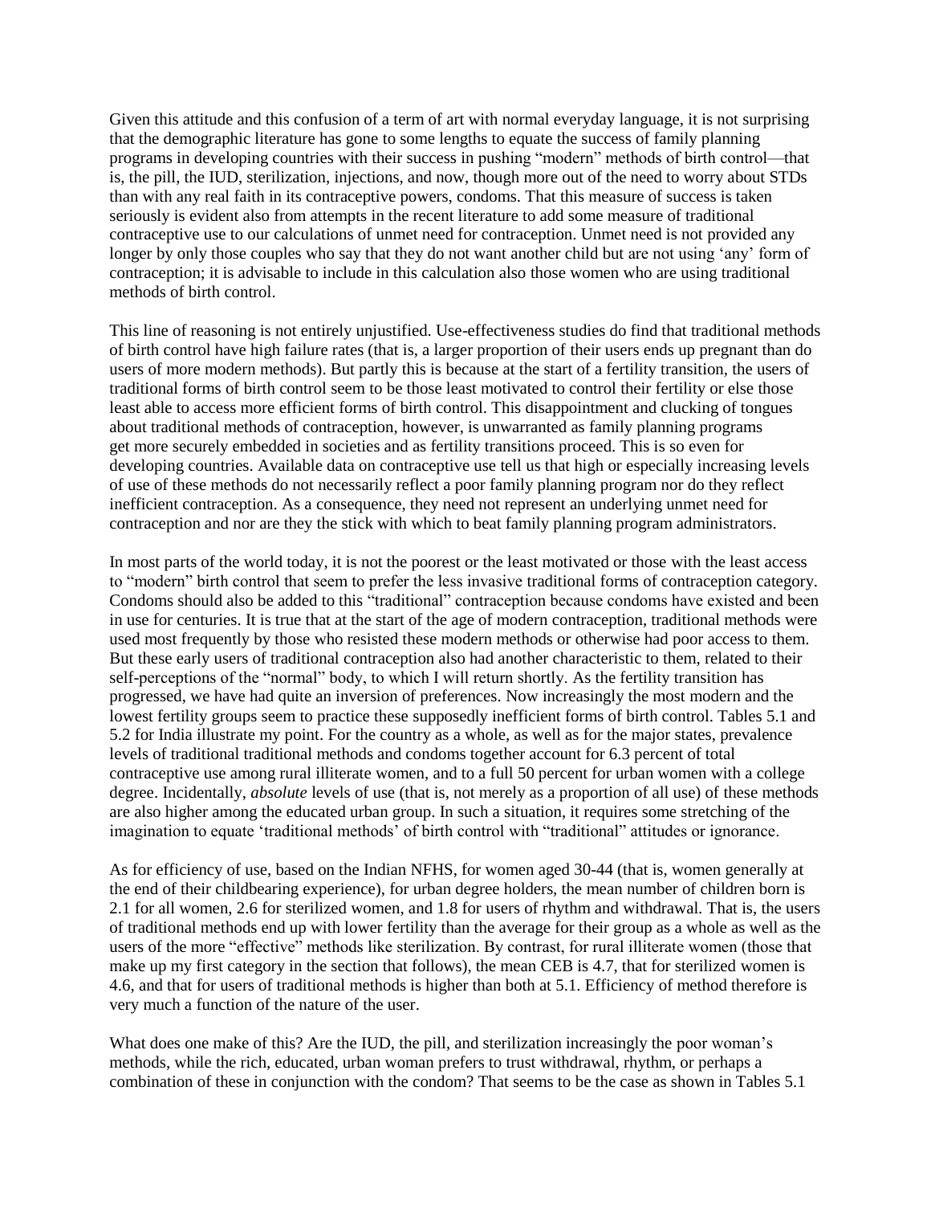Given this attitude and this confusion of a term of art with normal everyday language, it is not surprising that the demographic literature has gone to some lengths to equate the success of family planning programs in developing countries with their success in pushing "modern" methods of birth control—that is, the pill, the IUD, sterilization, injections, and now, though more out of the need to worry about STDs than with any real faith in its contraceptive powers, condoms. That this measure of success is taken seriously is evident also from attempts in the recent literature to add some measure of traditional contraceptive use to our calculations of unmet need for contraception. Unmet need is not provided any longer by only those couples who say that they do not want another child but are not using 'any' form of contraception; it is advisable to include in this calculation also those women who are using traditional methods of birth control.

This line of reasoning is not entirely unjustified. Use-effectiveness studies do find that traditional methods of birth control have high failure rates (that is, a larger proportion of their users ends up pregnant than do users of more modern methods). But partly this is because at the start of a fertility transition, the users of traditional forms of birth control seem to be those least motivated to control their fertility or else those least able to access more efficient forms of birth control. This disappointment and clucking of tongues about traditional methods of contraception, however, is unwarranted as family planning programs get more securely embedded in societies and as fertility transitions proceed. This is so even for developing countries. Available data on contraceptive use tell us that high or especially increasing levels of use of these methods do not necessarily reflect a poor family planning program nor do they reflect inefficient contraception. As a consequence, they need not represent an underlying unmet need for contraception and nor are they the stick with which to beat family planning program administrators.

In most parts of the world today, it is not the poorest or the least motivated or those with the least access to "modern" birth control that seem to prefer the less invasive traditional forms of contraception category. Condoms should also be added to this "traditional" contraception because condoms have existed and been in use for centuries. It is true that at the start of the age of modern contraception, traditional methods were used most frequently by those who resisted these modern methods or otherwise had poor access to them. But these early users of traditional contraception also had another characteristic to them, related to their self-perceptions of the "normal" body, to which I will return shortly. As the fertility transition has progressed, we have had quite an inversion of preferences. Now increasingly the most modern and the lowest fertility groups seem to practice these supposedly inefficient forms of birth control. Tables 5.1 and 5.2 for India illustrate my point. For the country as a whole, as well as for the major states, prevalence levels of traditional traditional methods and condoms together account for 6.3 percent of total contraceptive use among rural illiterate women, and to a full 50 percent for urban women with a college degree. Incidentally, *absolute* levels of use (that is, not merely as a proportion of all use) of these methods are also higher among the educated urban group. In such a situation, it requires some stretching of the imagination to equate 'traditional methods' of birth control with "traditional" attitudes or ignorance.

As for efficiency of use, based on the Indian NFHS, for women aged 30-44 (that is, women generally at the end of their childbearing experience), for urban degree holders, the mean number of children born is 2.1 for all women, 2.6 for sterilized women, and 1.8 for users of rhythm and withdrawal. That is, the users of traditional methods end up with lower fertility than the average for their group as a whole as well as the users of the more "effective" methods like sterilization. By contrast, for rural illiterate women (those that make up my first category in the section that follows), the mean CEB is 4.7, that for sterilized women is 4.6, and that for users of traditional methods is higher than both at 5.1. Efficiency of method therefore is very much a function of the nature of the user.

What does one make of this? Are the IUD, the pill, and sterilization increasingly the poor woman's methods, while the rich, educated, urban woman prefers to trust withdrawal, rhythm, or perhaps a combination of these in conjunction with the condom? That seems to be the case as shown in Tables 5.1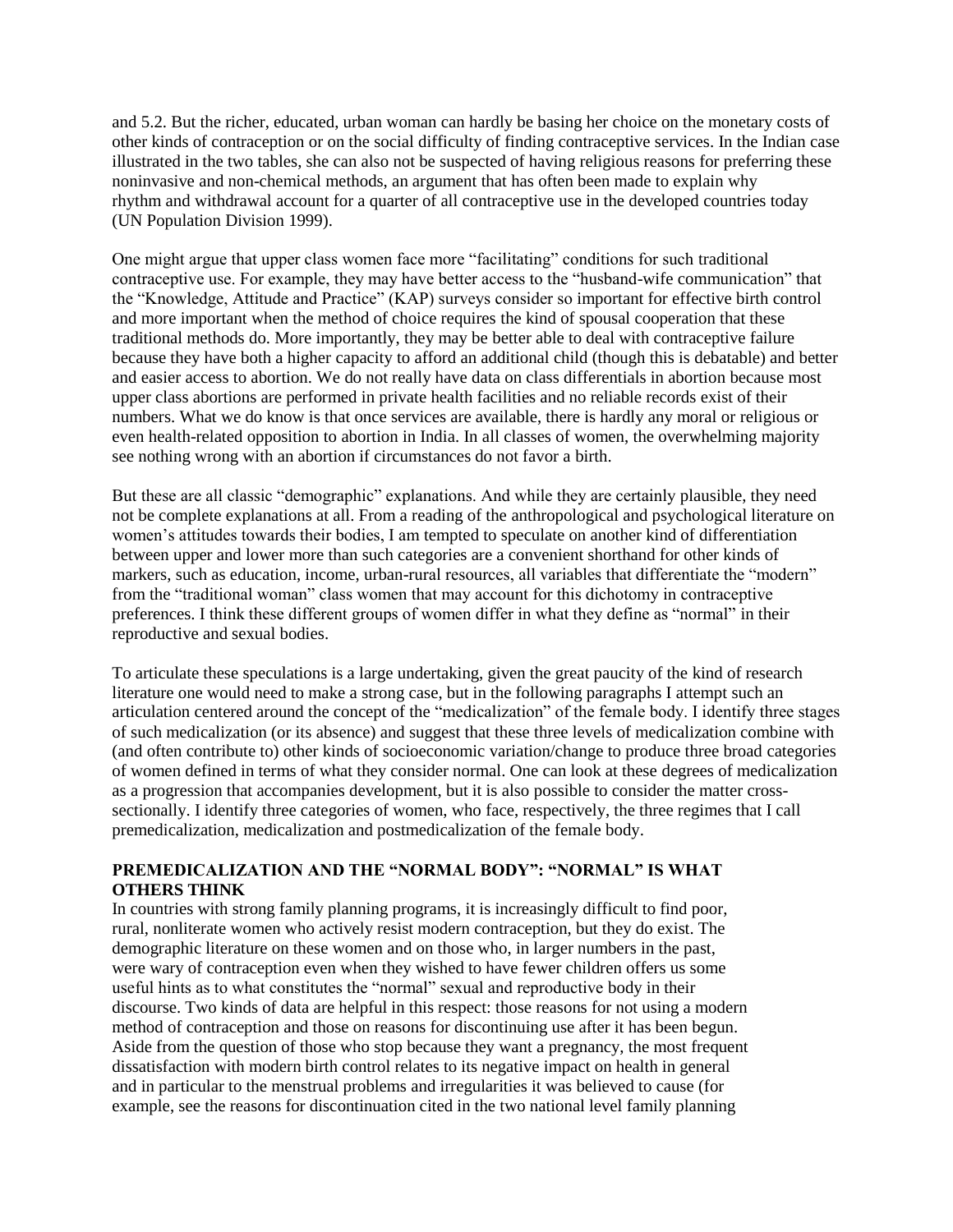and 5.2. But the richer, educated, urban woman can hardly be basing her choice on the monetary costs of other kinds of contraception or on the social difficulty of finding contraceptive services. In the Indian case illustrated in the two tables, she can also not be suspected of having religious reasons for preferring these noninvasive and non-chemical methods, an argument that has often been made to explain why rhythm and withdrawal account for a quarter of all contraceptive use in the developed countries today (UN Population Division 1999).

One might argue that upper class women face more "facilitating" conditions for such traditional contraceptive use. For example, they may have better access to the "husband-wife communication" that the "Knowledge, Attitude and Practice" (KAP) surveys consider so important for effective birth control and more important when the method of choice requires the kind of spousal cooperation that these traditional methods do. More importantly, they may be better able to deal with contraceptive failure because they have both a higher capacity to afford an additional child (though this is debatable) and better and easier access to abortion. We do not really have data on class differentials in abortion because most upper class abortions are performed in private health facilities and no reliable records exist of their numbers. What we do know is that once services are available, there is hardly any moral or religious or even health-related opposition to abortion in India. In all classes of women, the overwhelming majority see nothing wrong with an abortion if circumstances do not favor a birth.

But these are all classic "demographic" explanations. And while they are certainly plausible, they need not be complete explanations at all. From a reading of the anthropological and psychological literature on women's attitudes towards their bodies, I am tempted to speculate on another kind of differentiation between upper and lower more than such categories are a convenient shorthand for other kinds of markers, such as education, income, urban-rural resources, all variables that differentiate the "modern" from the "traditional woman" class women that may account for this dichotomy in contraceptive preferences. I think these different groups of women differ in what they define as "normal" in their reproductive and sexual bodies.

To articulate these speculations is a large undertaking, given the great paucity of the kind of research literature one would need to make a strong case, but in the following paragraphs I attempt such an articulation centered around the concept of the "medicalization" of the female body. I identify three stages of such medicalization (or its absence) and suggest that these three levels of medicalization combine with (and often contribute to) other kinds of socioeconomic variation/change to produce three broad categories of women defined in terms of what they consider normal. One can look at these degrees of medicalization as a progression that accompanies development, but it is also possible to consider the matter cross-sectionally. I identify three categories of women, who face, respectively, the three regimes that I call premedicalization, medicalization and postmedicalization of the female body.

## PREMEDICALIZATION AND THE "NORMAL BODY": "NORMAL" IS WHAT OTHERS THINK

In countries with strong family planning programs, it is increasingly difficult to find poor, rural, nonliterate women who actively resist modern contraception, but they do exist. The demographic literature on these women and on those who, in larger numbers in the past, were wary of contraception even when they wished to have fewer children offers us some useful hints as to what constitutes the "normal" sexual and reproductive body in their discourse. Two kinds of data are helpful in this respect: those reasons for not using a modern method of contraception and those on reasons for discontinuing use after it has been begun. Aside from the question of those who stop because they want a pregnancy, the most frequent dissatisfaction with modern birth control relates to its negative impact on health in general and in particular to the menstrual problems and irregularities it was believed to cause (for example, see the reasons for discontinuation cited in the two national level family planning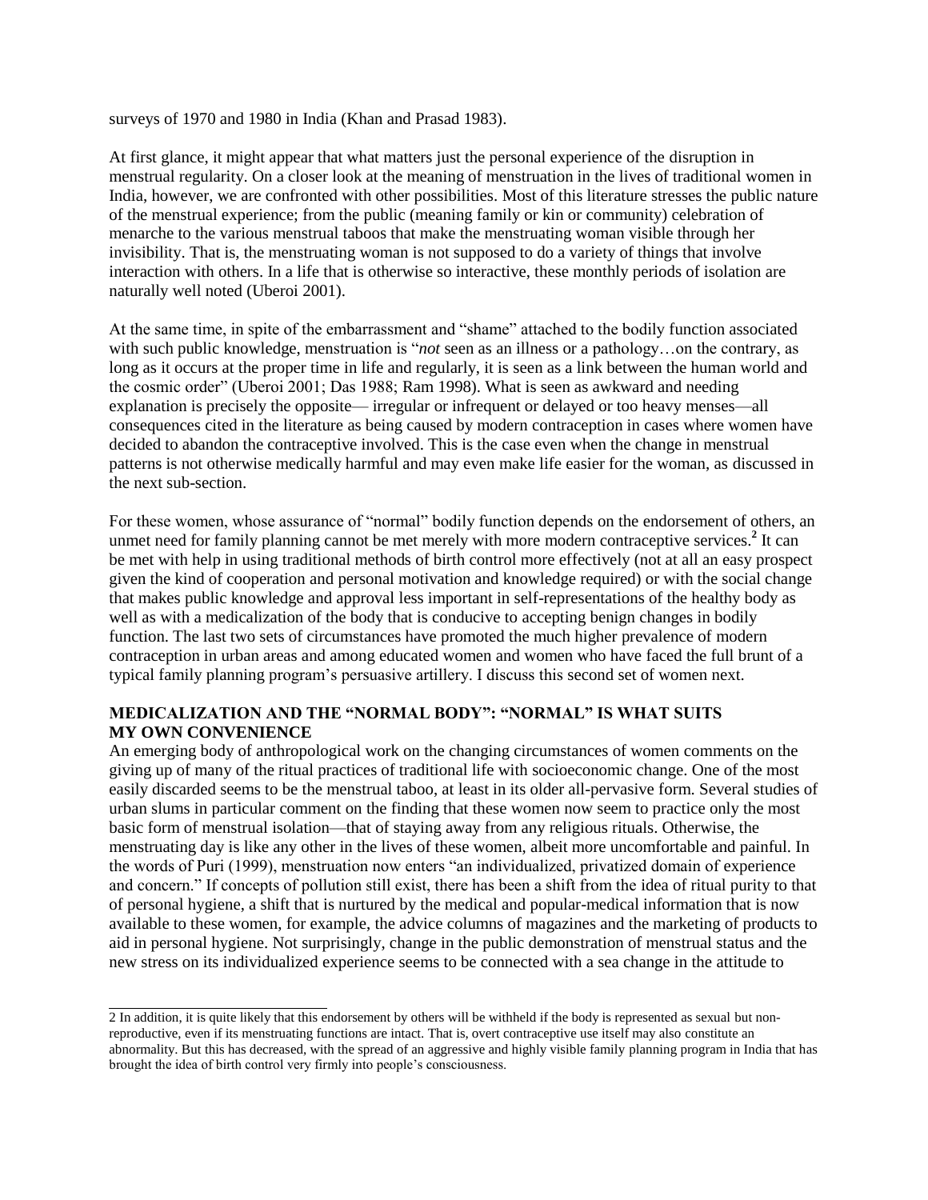surveys of 1970 and 1980 in India (Khan and Prasad 1983).

At first glance, it might appear that what matters just the personal experience of the disruption in menstrual regularity. On a closer look at the meaning of menstruation in the lives of traditional women in India, however, we are confronted with other possibilities. Most of this literature stresses the public nature of the menstrual experience; from the public (meaning family or kin or community) celebration of menarche to the various menstrual taboos that make the menstruating woman visible through her invisibility. That is, the menstruating woman is not supposed to do a variety of things that involve interaction with others. In a life that is otherwise so interactive, these monthly periods of isolation are naturally well noted (Uberoi 2001).

At the same time, in spite of the embarrassment and "shame" attached to the bodily function associated with such public knowledge, menstruation is "*not* seen as an illness or a pathology…on the contrary, as long as it occurs at the proper time in life and regularly, it is seen as a link between the human world and the cosmic order" (Uberoi 2001; Das 1988; Ram 1998). What is seen as awkward and needing explanation is precisely the opposite— irregular or infrequent or delayed or too heavy menses—all consequences cited in the literature as being caused by modern contraception in cases where women have decided to abandon the contraceptive involved. This is the case even when the change in menstrual patterns is not otherwise medically harmful and may even make life easier for the woman, as discussed in the next sub-section.

For these women, whose assurance of "normal" bodily function depends on the endorsement of others, an unmet need for family planning cannot be met merely with more modern contraceptive services.[2] It can be met with help in using traditional methods of birth control more effectively (not at all an easy prospect given the kind of cooperation and personal motivation and knowledge required) or with the social change that makes public knowledge and approval less important in self-representations of the healthy body as well as with a medicalization of the body that is conducive to accepting benign changes in bodily function. The last two sets of circumstances have promoted the much higher prevalence of modern contraception in urban areas and among educated women and women who have faced the full brunt of a typical family planning program's persuasive artillery. I discuss this second set of women next.

### MEDICALIZATION AND THE "NORMAL BODY": "NORMAL" IS WHAT SUITS MY OWN CONVENIENCE

An emerging body of anthropological work on the changing circumstances of women comments on the giving up of many of the ritual practices of traditional life with socioeconomic change. One of the most easily discarded seems to be the menstrual taboo, at least in its older all-pervasive form. Several studies of urban slums in particular comment on the finding that these women now seem to practice only the most basic form of menstrual isolation—that of staying away from any religious rituals. Otherwise, the menstruating day is like any other in the lives of these women, albeit more uncomfortable and painful. In the words of Puri (1999), menstruation now enters "an individualized, privatized domain of experience and concern." If concepts of pollution still exist, there has been a shift from the idea of ritual purity to that of personal hygiene, a shift that is nurtured by the medical and popular-medical information that is now available to these women, for example, the advice columns of magazines and the marketing of products to aid in personal hygiene. Not surprisingly, change in the public demonstration of menstrual status and the new stress on its individualized experience seems to be connected with a sea change in the attitude to

---

2 In addition, it is quite likely that this endorsement by others will be withheld if the body is represented as sexual but non-reproductive, even if its menstruating functions are intact. That is, overt contraceptive use itself may also constitute an abnormality. But this has decreased, with the spread of an aggressive and highly visible family planning program in India that has brought the idea of birth control very firmly into people's consciousness.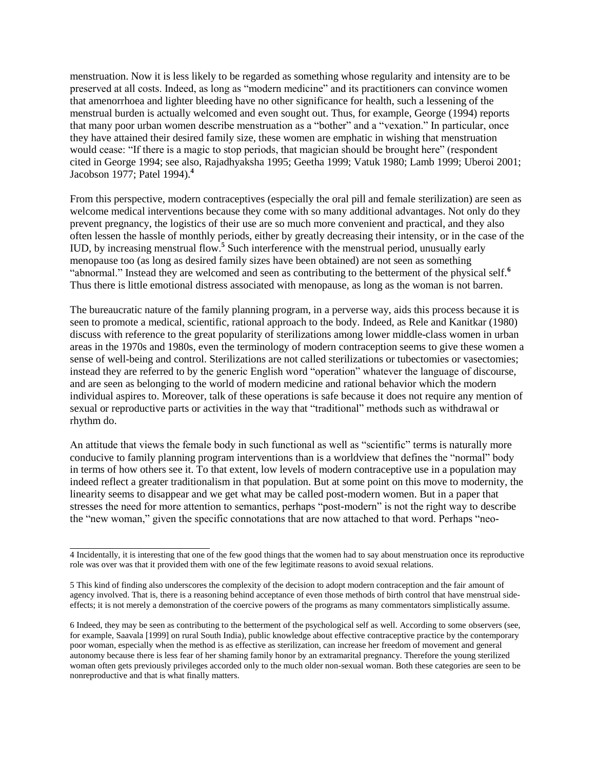menstruation. Now it is less likely to be regarded as something whose regularity and intensity are to be preserved at all costs. Indeed, as long as "modern medicine" and its practitioners can convince women that amenorrhoea and lighter bleeding have no other significance for health, such a lessening of the menstrual burden is actually welcomed and even sought out. Thus, for example, George (1994) reports that many poor urban women describe menstruation as a "bother" and a "vexation." In particular, once they have attained their desired family size, these women are emphatic in wishing that menstruation would cease: "If there is a magic to stop periods, that magician should be brought here" (respondent cited in George 1994; see also, Rajadhyaksha 1995; Geetha 1999; Vatuk 1980; Lamb 1999; Uberoi 2001; Jacobson 1977; Patel 1994).[4]

From this perspective, modern contraceptives (especially the oral pill and female sterilization) are seen as welcome medical interventions because they come with so many additional advantages. Not only do they prevent pregnancy, the logistics of their use are so much more convenient and practical, and they also often lessen the hassle of monthly periods, either by greatly decreasing their intensity, or in the case of the IUD, by increasing menstrual flow.[5] Such interference with the menstrual period, unusually early menopause too (as long as desired family sizes have been obtained) are not seen as something "abnormal." Instead they are welcomed and seen as contributing to the betterment of the physical self.[6] Thus there is little emotional distress associated with menopause, as long as the woman is not barren.

The bureaucratic nature of the family planning program, in a perverse way, aids this process because it is seen to promote a medical, scientific, rational approach to the body. Indeed, as Rele and Kanitkar (1980) discuss with reference to the great popularity of sterilizations among lower middle-class women in urban areas in the 1970s and 1980s, even the terminology of modern contraception seems to give these women a sense of well-being and control. Sterilizations are not called sterilizations or tubectomies or vasectomies; instead they are referred to by the generic English word "operation" whatever the language of discourse, and are seen as belonging to the world of modern medicine and rational behavior which the modern individual aspires to. Moreover, talk of these operations is safe because it does not require any mention of sexual or reproductive parts or activities in the way that "traditional" methods such as withdrawal or rhythm do.

An attitude that views the female body in such functional as well as "scientific" terms is naturally more conducive to family planning program interventions than is a worldview that defines the "normal" body in terms of how others see it. To that extent, low levels of modern contraceptive use in a population may indeed reflect a greater traditionalism in that population. But at some point on this move to modernity, the linearity seems to disappear and we get what may be called post-modern women. But in a paper that stresses the need for more attention to semantics, perhaps "post-modern" is not the right way to describe the "new woman," given the specific connotations that are now attached to that word. Perhaps "neo-

---

4 Incidentally, it is interesting that one of the few good things that the women had to say about menstruation once its reproductive role was over was that it provided them with one of the few legitimate reasons to avoid sexual relations.

5 This kind of finding also underscores the complexity of the decision to adopt modern contraception and the fair amount of agency involved. That is, there is a reasoning behind acceptance of even those methods of birth control that have menstrual side-effects; it is not merely a demonstration of the coercive powers of the programs as many commentators simplistically assume.

6 Indeed, they may be seen as contributing to the betterment of the psychological self as well. According to some observers (see, for example, Saavala [1999] on rural South India), public knowledge about effective contraceptive practice by the contemporary poor woman, especially when the method is as effective as sterilization, can increase her freedom of movement and general autonomy because there is less fear of her shaming family honor by an extramarital pregnancy. Therefore the young sterilized woman often gets previously privileges accorded only to the much older non-sexual woman. Both these categories are seen to be nonreproductive and that is what finally matters.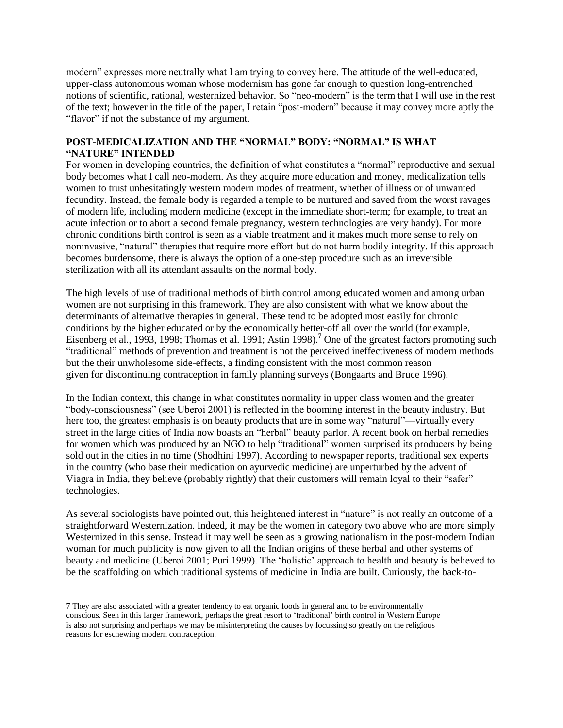modern" expresses more neutrally what I am trying to convey here. The attitude of the well-educated, upper-class autonomous woman whose modernism has gone far enough to question long-entrenched notions of scientific, rational, westernized behavior. So "neo-modern" is the term that I will use in the rest of the text; however in the title of the paper, I retain "post-modern" because it may convey more aptly the "flavor" if not the substance of my argument.

## POST-MEDICALIZATION AND THE "NORMAL" BODY: "NORMAL" IS WHAT "NATURE" INTENDED

For women in developing countries, the definition of what constitutes a "normal" reproductive and sexual body becomes what I call neo-modern. As they acquire more education and money, medicalization tells women to trust unhesitatingly western modern modes of treatment, whether of illness or of unwanted fecundity. Instead, the female body is regarded a temple to be nurtured and saved from the worst ravages of modern life, including modern medicine (except in the immediate short-term; for example, to treat an acute infection or to abort a second female pregnancy, western technologies are very handy). For more chronic conditions birth control is seen as a viable treatment and it makes much more sense to rely on noninvasive, "natural" therapies that require more effort but do not harm bodily integrity. If this approach becomes burdensome, there is always the option of a one-step procedure such as an irreversible sterilization with all its attendant assaults on the normal body.

The high levels of use of traditional methods of birth control among educated women and among urban women are not surprising in this framework. They are also consistent with what we know about the determinants of alternative therapies in general. These tend to be adopted most easily for chronic conditions by the higher educated or by the economically better-off all over the world (for example, Eisenberg et al., 1993, 1998; Thomas et al. 1991; Astin 1998).[7] One of the greatest factors promoting such "traditional" methods of prevention and treatment is not the perceived ineffectiveness of modern methods but the their unwholesome side-effects, a finding consistent with the most common reason given for discontinuing contraception in family planning surveys (Bongaarts and Bruce 1996).

In the Indian context, this change in what constitutes normality in upper class women and the greater "body-consciousness" (see Uberoi 2001) is reflected in the booming interest in the beauty industry. But here too, the greatest emphasis is on beauty products that are in some way "natural"—virtually every street in the large cities of India now boasts an "herbal" beauty parlor. A recent book on herbal remedies for women which was produced by an NGO to help "traditional" women surprised its producers by being sold out in the cities in no time (Shodhini 1997). According to newspaper reports, traditional sex experts in the country (who base their medication on ayurvedic medicine) are unperturbed by the advent of Viagra in India, they believe (probably rightly) that their customers will remain loyal to their "safer" technologies.

As several sociologists have pointed out, this heightened interest in "nature" is not really an outcome of a straightforward Westernization. Indeed, it may be the women in category two above who are more simply Westernized in this sense. Instead it may well be seen as a growing nationalism in the post-modern Indian woman for much publicity is now given to all the Indian origins of these herbal and other systems of beauty and medicine (Uberoi 2001; Puri 1999). The 'holistic' approach to health and beauty is believed to be the scaffolding on which traditional systems of medicine in India are built. Curiously, the back-to-

---

7 They are also associated with a greater tendency to eat organic foods in general and to be environmentally conscious. Seen in this larger framework, perhaps the great resort to 'traditional' birth control in Western Europe is also not surprising and perhaps we may be misinterpreting the causes by focussing so greatly on the religious reasons for eschewing modern contraception.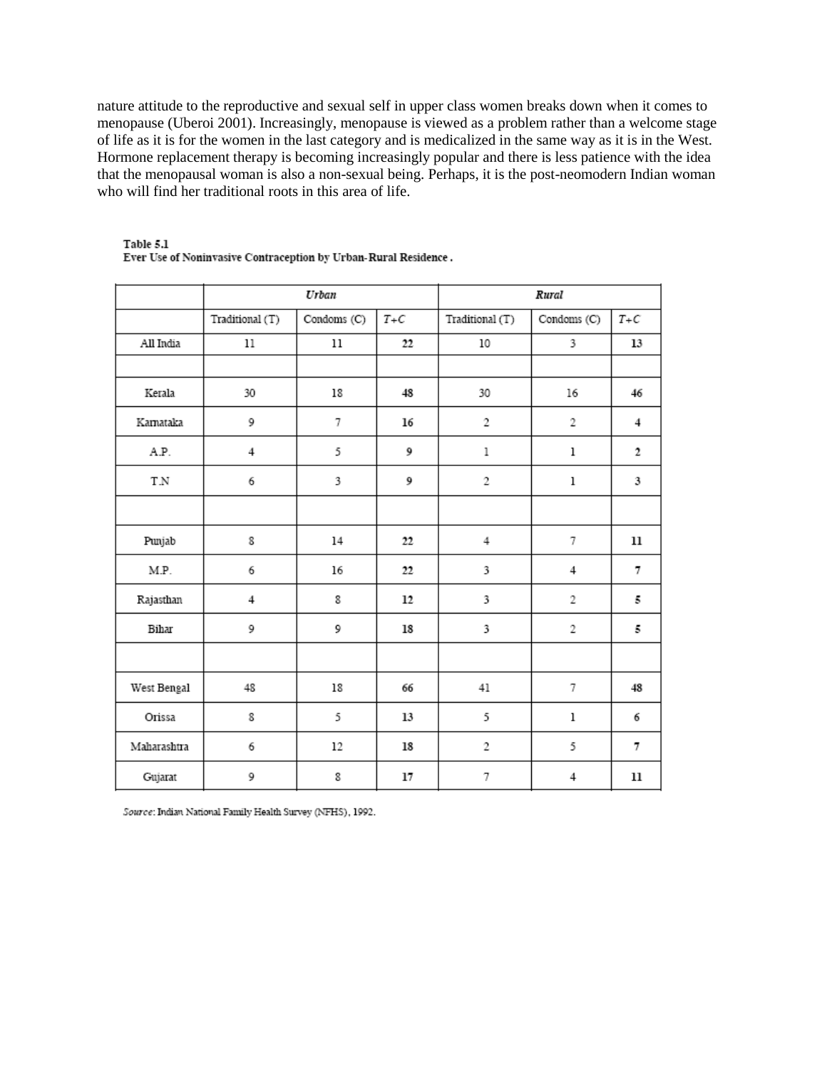nature attitude to the reproductive and sexual self in upper class women breaks down when it comes to menopause (Uberoi 2001). Increasingly, menopause is viewed as a problem rather than a welcome stage of life as it is for the women in the last category and is medicalized in the same way as it is in the West. Hormone replacement therapy is becoming increasingly popular and there is less patience with the idea that the menopausal woman is also a non-sexual being. Perhaps, it is the post-neomodern Indian woman who will find her traditional roots in this area of life.

**Table 5.1**
**Ever Use of Noninvasive Contraception by Urban-Rural Residence .**

| | *Urban* | | | *Rural* | | |
|---|---|---|---|---|---|---|
| | Traditional (T) | Condoms (C) | *T+C* | Traditional (T) | Condoms (C) | *T+C* |
| All India | 11 | 11 | 22 | 10 | 3 | 13 |
| | | | | | | |
| Kerala | 30 | 18 | 48 | 30 | 16 | 46 |
| Karnataka | 9 | 7 | 16 | 2 | 2 | 4 |
| A.P. | 4 | 5 | 9 | 1 | 1 | 2 |
| T.N | 6 | 3 | 9 | 2 | 1 | 3 |
| | | | | | | |
| Punjab | 8 | 14 | 22 | 4 | 7 | 11 |
| M.P. | 6 | 16 | 22 | 3 | 4 | 7 |
| Rajasthan | 4 | 8 | 12 | 3 | 2 | 5 |
| Bihar | 9 | 9 | 18 | 3 | 2 | 5 |
| | | | | | | |
| West Bengal | 48 | 18 | 66 | 41 | 7 | 48 |
| Orissa | 8 | 5 | 13 | 5 | 1 | 6 |
| Maharashtra | 6 | 12 | 18 | 2 | 5 | 7 |
| Gujarat | 9 | 8 | 17 | 7 | 4 | 11 |

*Source*: Indian National Family Health Survey (NFHS), 1992.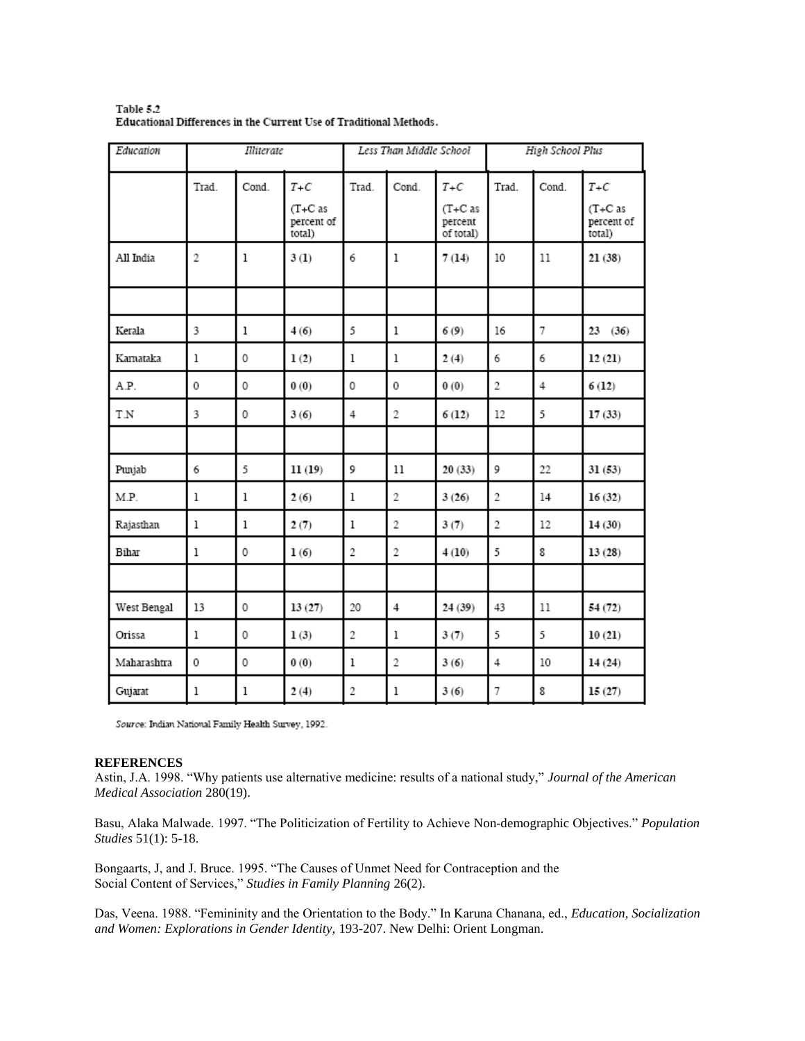Table 5.2
Educational Differences in the Current Use of Traditional Methods.

| *Education* | *Illiterate* | | | *Less Than Middle School* | | | *High School Plus* | | |
|---|---|---|---|---|---|---|---|---|---|
| | Trad. | Cond. | *T+C* (T+C as percent of total) | Trad. | Cond. | *T+C* (T+C as percent of total) | Trad. | Cond. | *T+C* (T+C as percent of total) |
| All India | 2 | 1 | **3 (1)** | 6 | 1 | **7 (14)** | 10 | 11 | **21 (38)** |
| | | | | | | | | | |
| Kerala | 3 | 1 | **4 (6)** | 5 | 1 | **6 (9)** | 16 | 7 | **23 (36)** |
| Karnataka | 1 | 0 | **1 (2)** | 1 | 1 | **2 (4)** | 6 | 6 | **12 (21)** |
| A.P. | 0 | 0 | **0 (0)** | 0 | 0 | **0 (0)** | 2 | 4 | **6 (12)** |
| T.N | 3 | 0 | **3 (6)** | 4 | 2 | **6 (12)** | 12 | 5 | **17 (33)** |
| | | | | | | | | | |
| Punjab | 6 | 5 | **11 (19)** | 9 | 11 | **20 (33)** | 9 | 22 | **31 (53)** |
| M.P. | 1 | 1 | **2 (6)** | 1 | 2 | **3 (26)** | 2 | 14 | **16 (32)** |
| Rajasthan | 1 | 1 | **2 (7)** | 1 | 2 | **3 (7)** | 2 | 12 | **14 (30)** |
| Bihar | 1 | 0 | **1 (6)** | 2 | 2 | **4 (10)** | 5 | 8 | **13 (28)** |
| | | | | | | | | | |
| West Bengal | 13 | 0 | **13 (27)** | 20 | 4 | **24 (39)** | 43 | 11 | **54 (72)** |
| Orissa | 1 | 0 | **1 (3)** | 2 | 1 | **3 (7)** | 5 | 5 | **10 (21)** |
| Maharashtra | 0 | 0 | **0 (0)** | 1 | 2 | **3 (6)** | 4 | 10 | **14 (24)** |
| Gujarat | 1 | 1 | **2 (4)** | 2 | 1 | **3 (6)** | 7 | 8 | **15 (27)** |

*Source*: Indian National Family Health Survey, 1992.

**REFERENCES**

Astin, J.A. 1998. "Why patients use alternative medicine: results of a national study," *Journal of the American Medical Association* 280(19).

Basu, Alaka Malwade. 1997. "The Politicization of Fertility to Achieve Non-demographic Objectives." *Population Studies* 51(1): 5-18.

Bongaarts, J, and J. Bruce. 1995. "The Causes of Unmet Need for Contraception and the Social Content of Services," *Studies in Family Planning* 26(2).

Das, Veena. 1988. "Femininity and the Orientation to the Body." In Karuna Chanana, ed., *Education, Socialization and Women: Explorations in Gender Identity,* 193-207. New Delhi: Orient Longman.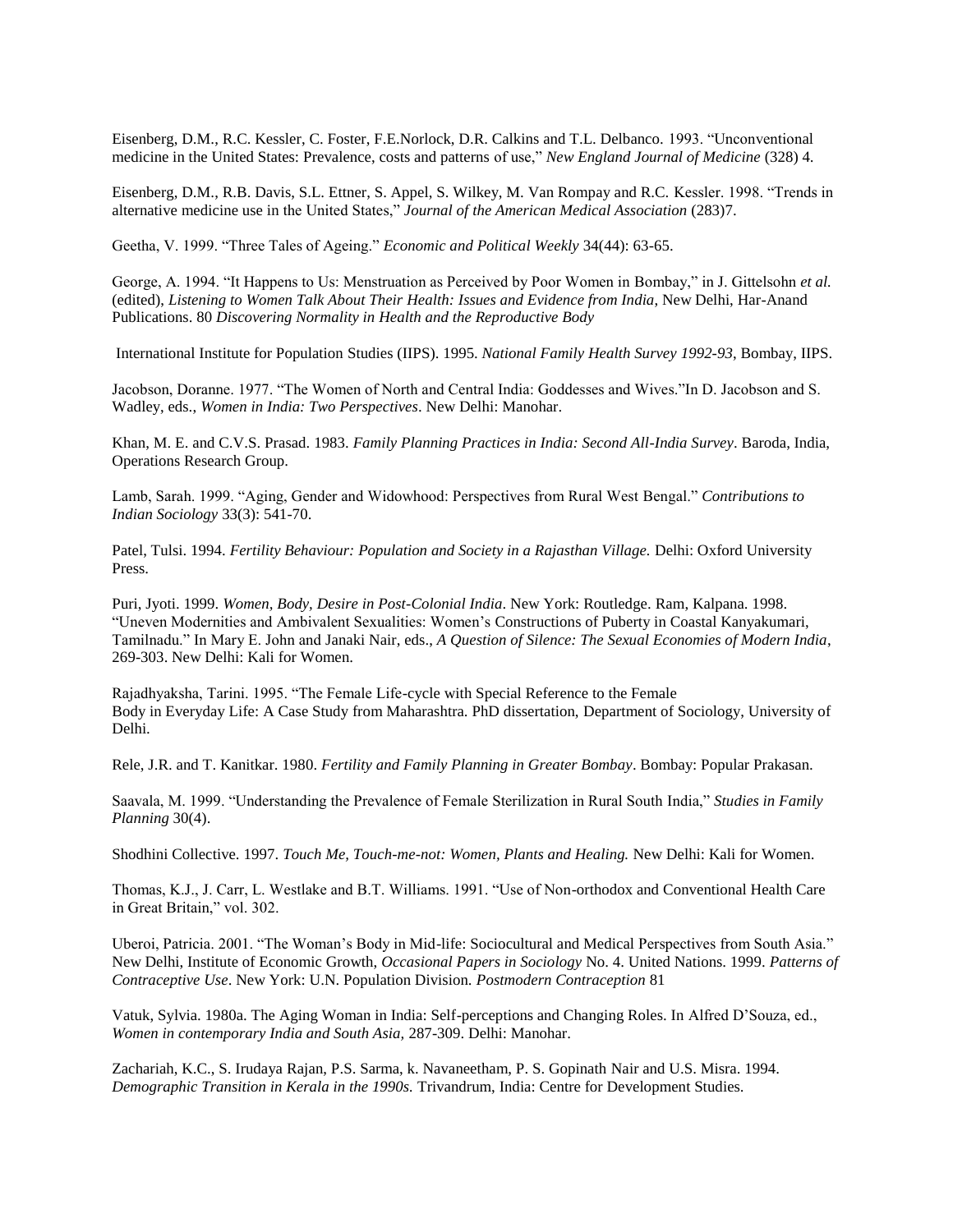Eisenberg, D.M., R.C. Kessler, C. Foster, F.E.Norlock, D.R. Calkins and T.L. Delbanco. 1993. "Unconventional medicine in the United States: Prevalence, costs and patterns of use," *New England Journal of Medicine* (328) 4.

Eisenberg, D.M., R.B. Davis, S.L. Ettner, S. Appel, S. Wilkey, M. Van Rompay and R.C. Kessler. 1998. "Trends in alternative medicine use in the United States," *Journal of the American Medical Association* (283)7.

Geetha, V. 1999. "Three Tales of Ageing." *Economic and Political Weekly* 34(44): 63-65.

George, A. 1994. "It Happens to Us: Menstruation as Perceived by Poor Women in Bombay," in J. Gittelsohn *et al.* (edited), *Listening to Women Talk About Their Health: Issues and Evidence from India*, New Delhi, Har-Anand Publications. 80 *Discovering Normality in Health and the Reproductive Body*

International Institute for Population Studies (IIPS). 1995. *National Family Health Survey 1992-93*, Bombay, IIPS.

Jacobson, Doranne. 1977. "The Women of North and Central India: Goddesses and Wives."In D. Jacobson and S. Wadley, eds., *Women in India: Two Perspectives*. New Delhi: Manohar.

Khan, M. E. and C.V.S. Prasad. 1983. *Family Planning Practices in India: Second All-India Survey*. Baroda, India, Operations Research Group.

Lamb, Sarah. 1999. "Aging, Gender and Widowhood: Perspectives from Rural West Bengal." *Contributions to Indian Sociology* 33(3): 541-70.

Patel, Tulsi. 1994. *Fertility Behaviour: Population and Society in a Rajasthan Village.* Delhi: Oxford University Press.

Puri, Jyoti. 1999. *Women, Body, Desire in Post-Colonial India*. New York: Routledge. Ram, Kalpana. 1998. "Uneven Modernities and Ambivalent Sexualities: Women's Constructions of Puberty in Coastal Kanyakumari, Tamilnadu." In Mary E. John and Janaki Nair, eds., *A Question of Silence: The Sexual Economies of Modern India*, 269-303. New Delhi: Kali for Women.

Rajadhyaksha, Tarini. 1995. "The Female Life-cycle with Special Reference to the Female Body in Everyday Life: A Case Study from Maharashtra. PhD dissertation, Department of Sociology, University of Delhi.

Rele, J.R. and T. Kanitkar. 1980. *Fertility and Family Planning in Greater Bombay*. Bombay: Popular Prakasan.

Saavala, M. 1999. "Understanding the Prevalence of Female Sterilization in Rural South India," *Studies in Family Planning* 30(4).

Shodhini Collective. 1997. *Touch Me, Touch-me-not: Women, Plants and Healing.* New Delhi: Kali for Women.

Thomas, K.J., J. Carr, L. Westlake and B.T. Williams. 1991. "Use of Non-orthodox and Conventional Health Care in Great Britain," vol. 302.

Uberoi, Patricia. 2001. "The Woman's Body in Mid-life: Sociocultural and Medical Perspectives from South Asia." New Delhi, Institute of Economic Growth, *Occasional Papers in Sociology* No. 4. United Nations. 1999. *Patterns of Contraceptive Use*. New York: U.N. Population Division. *Postmodern Contraception* 81

Vatuk, Sylvia. 1980a. The Aging Woman in India: Self-perceptions and Changing Roles. In Alfred D'Souza, ed., *Women in contemporary India and South Asia,* 287-309. Delhi: Manohar.

Zachariah, K.C., S. Irudaya Rajan, P.S. Sarma, k. Navaneetham, P. S. Gopinath Nair and U.S. Misra. 1994. *Demographic Transition in Kerala in the 1990s.* Trivandrum, India: Centre for Development Studies.